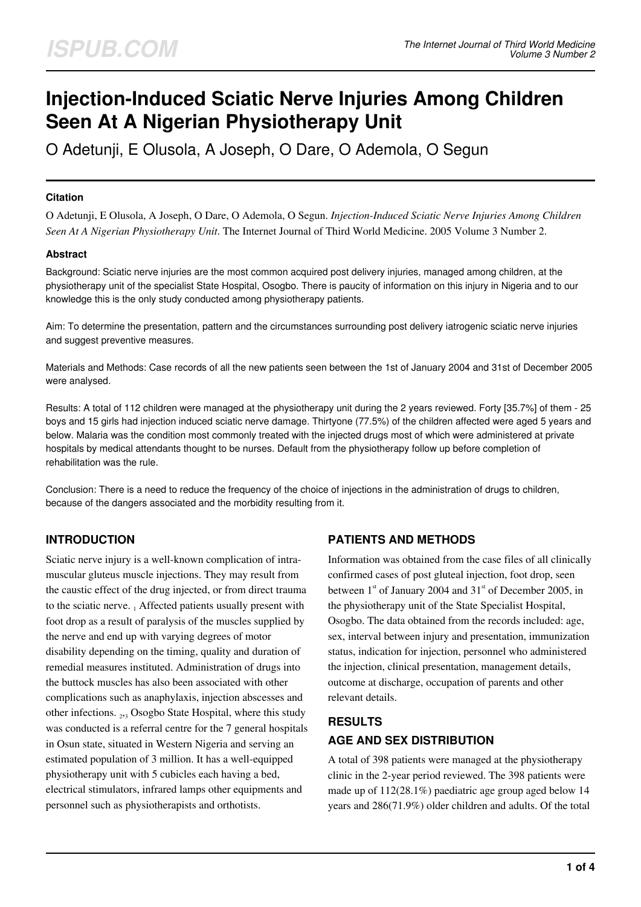# Injection-Induced Sciatic Nerve Injuries Among Children Seen At A Nigerian Physiotherapy Unit

O Adetunji, E Olusola, A Joseph, O Dare, O Ademola, O Segun

### Citation

O Adetunji, E Olusola, A Joseph, O Dare, O Ademola, O Segun. *Injection-Induced Sciatic Nerve Injuries Among Children Seen At A Nigerian Physiotherapy Unit*. The Internet Journal of Third World Medicine. 2005 Volume 3 Number 2.

### Abstract

Background: Sciatic nerve injuries are the most common acquired post delivery injuries, managed among children, at the physiotherapy unit of the specialist State Hospital, Osogbo. There is paucity of information on this injury in Nigeria and to our knowledge this is the only study conducted among physiotherapy patients.

Aim: To determine the presentation, pattern and the circumstances surrounding post delivery iatrogenic sciatic nerve injuries and suggest preventive measures.

Materials and Methods: Case records of all the new patients seen between the 1st of January 2004 and 31st of December 2005 were analysed.

Results: A total of 112 children were managed at the physiotherapy unit during the 2 years reviewed. Forty [35.7%] of them - 25 boys and 15 girls had injection induced sciatic nerve damage. Thirtyone (77.5%) of the children affected were aged 5 years and below. Malaria was the condition most commonly treated with the injected drugs most of which were administered at private hospitals by medical attendants thought to be nurses. Default from the physiotherapy follow up before completion of rehabilitation was the rule.

Conclusion: There is a need to reduce the frequency of the choice of injections in the administration of drugs to children, because of the dangers associated and the morbidity resulting from it.

## INTRODUCTION

Sciatic nerve injury is a well-known complication of intra-muscular gluteus muscle injections. They may result from the caustic effect of the drug injected, or from direct trauma to the sciatic nerve. [1] Affected patients usually present with foot drop as a result of paralysis of the muscles supplied by the nerve and end up with varying degrees of motor disability depending on the timing, quality and duration of remedial measures instituted. Administration of drugs into the buttock muscles has also been associated with other complications such as anaphylaxis, injection abscesses and other infections. [2,3] Osogbo State Hospital, where this study was conducted is a referral centre for the 7 general hospitals in Osun state, situated in Western Nigeria and serving an estimated population of 3 million. It has a well-equipped physiotherapy unit with 5 cubicles each having a bed, electrical stimulators, infrared lamps other equipments and personnel such as physiotherapists and orthotists.

## PATIENTS AND METHODS

Information was obtained from the case files of all clinically confirmed cases of post gluteal injection, foot drop, seen between 1st of January 2004 and 31st of December 2005, in the physiotherapy unit of the State Specialist Hospital, Osogbo. The data obtained from the records included: age, sex, interval between injury and presentation, immunization status, indication for injection, personnel who administered the injection, clinical presentation, management details, outcome at discharge, occupation of parents and other relevant details.

## RESULTS

### AGE AND SEX DISTRIBUTION

A total of 398 patients were managed at the physiotherapy clinic in the 2-year period reviewed. The 398 patients were made up of 112(28.1%) paediatric age group aged below 14 years and 286(71.9%) older children and adults. Of the total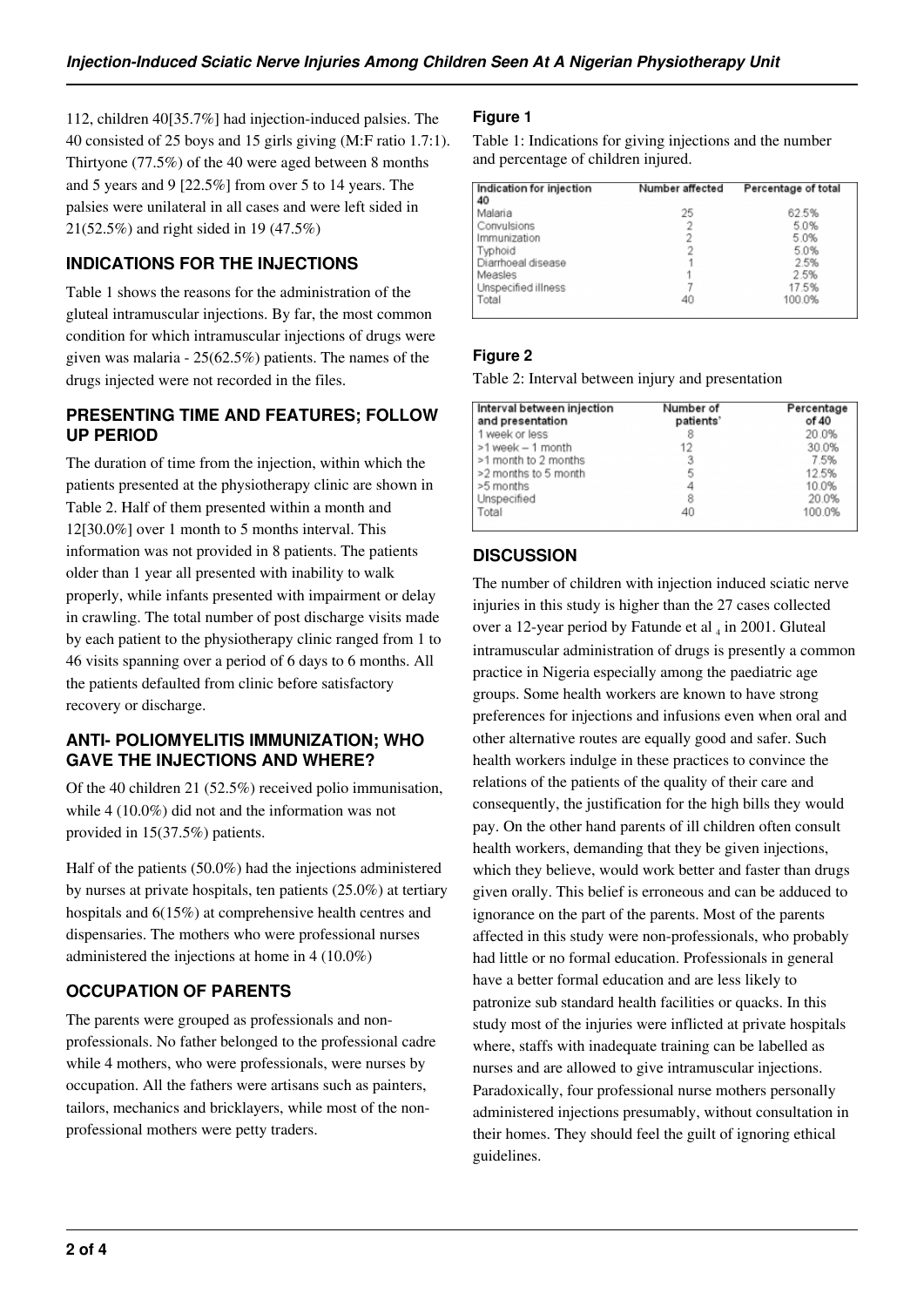112, children 40[35.7%] had injection-induced palsies. The 40 consisted of 25 boys and 15 girls giving (M:F ratio 1.7:1). Thirtyone (77.5%) of the 40 were aged between 8 months and 5 years and 9 [22.5%] from over 5 to 14 years. The palsies were unilateral in all cases and were left sided in 21(52.5%) and right sided in 19 (47.5%)

## INDICATIONS FOR THE INJECTIONS

Table 1 shows the reasons for the administration of the gluteal intramuscular injections. By far, the most common condition for which intramuscular injections of drugs were given was malaria - 25(62.5%) patients. The names of the drugs injected were not recorded in the files.

## PRESENTING TIME AND FEATURES; FOLLOW UP PERIOD

The duration of time from the injection, within which the patients presented at the physiotherapy clinic are shown in Table 2. Half of them presented within a month and 12[30.0%] over 1 month to 5 months interval. This information was not provided in 8 patients. The patients older than 1 year all presented with inability to walk properly, while infants presented with impairment or delay in crawling. The total number of post discharge visits made by each patient to the physiotherapy clinic ranged from 1 to 46 visits spanning over a period of 6 days to 6 months. All the patients defaulted from clinic before satisfactory recovery or discharge.

## ANTI- POLIOMYELITIS IMMUNIZATION; WHO GAVE THE INJECTIONS AND WHERE?

Of the 40 children 21 (52.5%) received polio immunisation, while 4 (10.0%) did not and the information was not provided in 15(37.5%) patients.

Half of the patients (50.0%) had the injections administered by nurses at private hospitals, ten patients (25.0%) at tertiary hospitals and 6(15%) at comprehensive health centres and dispensaries. The mothers who were professional nurses administered the injections at home in 4 (10.0%)

## OCCUPATION OF PARENTS

The parents were grouped as professionals and non-professionals. No father belonged to the professional cadre while 4 mothers, who were professionals, were nurses by occupation. All the fathers were artisans such as painters, tailors, mechanics and bricklayers, while most of the non-professional mothers were petty traders.

### Figure 1

Table 1: Indications for giving injections and the number and percentage of children injured.

| Indication for injection 40 | Number affected | Percentage of total |
|---|---|---|
| Malaria | 25 | 62.5% |
| Convulsions | 2 | 5.0% |
| Immunization | 2 | 5.0% |
| Typhoid | 2 | 5.0% |
| Diarrhoeal disease | 1 | 2.5% |
| Measles | 1 | 2.5% |
| Unspecified illness | 7 | 17.5% |
| Total | 40 | 100.0% |

### Figure 2

Table 2: Interval between injury and presentation

| Interval between injection and presentation | Number of patients' | Percentage of 40 |
|---|---|---|
| 1 week or less | 8 | 20.0% |
| >1 week – 1 month | 12 | 30.0% |
| >1 month to 2 months | 3 | 7.5% |
| >2 months to 5 month | 5 | 12.5% |
| >5 months | 4 | 10.0% |
| Unspecified | 8 | 20.0% |
| Total | 40 | 100.0% |

## DISCUSSION

The number of children with injection induced sciatic nerve injuries in this study is higher than the 27 cases collected over a 12-year period by Fatunde et al [4] in 2001. Gluteal intramuscular administration of drugs is presently a common practice in Nigeria especially among the paediatric age groups. Some health workers are known to have strong preferences for injections and infusions even when oral and other alternative routes are equally good and safer. Such health workers indulge in these practices to convince the relations of the patients of the quality of their care and consequently, the justification for the high bills they would pay. On the other hand parents of ill children often consult health workers, demanding that they be given injections, which they believe, would work better and faster than drugs given orally. This belief is erroneous and can be adduced to ignorance on the part of the parents. Most of the parents affected in this study were non-professionals, who probably had little or no formal education. Professionals in general have a better formal education and are less likely to patronize sub standard health facilities or quacks. In this study most of the injuries were inflicted at private hospitals where, staffs with inadequate training can be labelled as nurses and are allowed to give intramuscular injections. Paradoxically, four professional nurse mothers personally administered injections presumably, without consultation in their homes. They should feel the guilt of ignoring ethical guidelines.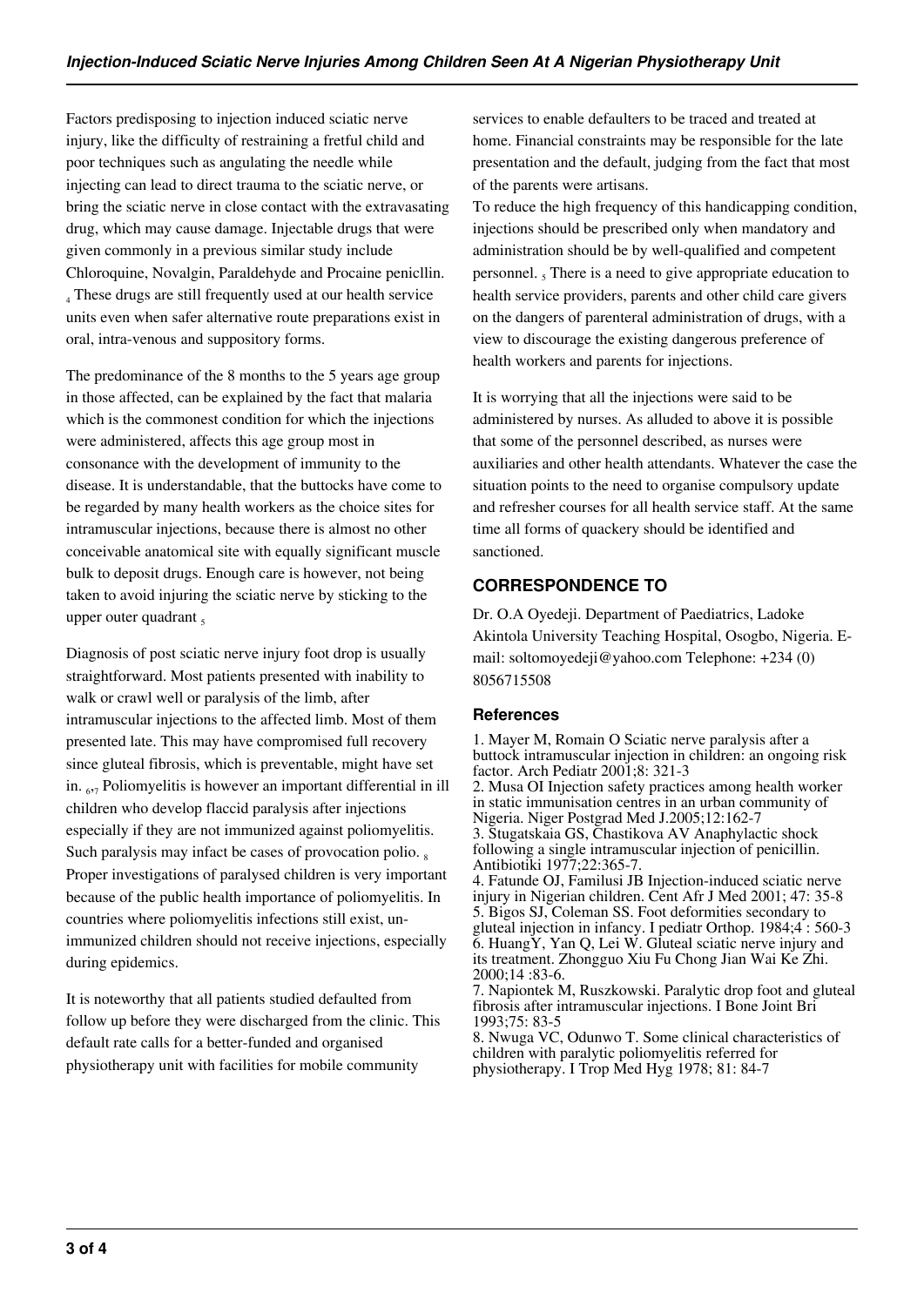Factors predisposing to injection induced sciatic nerve injury, like the difficulty of restraining a fretful child and poor techniques such as angulating the needle while injecting can lead to direct trauma to the sciatic nerve, or bring the sciatic nerve in close contact with the extravasating drug, which may cause damage. Injectable drugs that were given commonly in a previous similar study include Chloroquine, Novalgin, Paraldehyde and Procaine penicllin. [4] These drugs are still frequently used at our health service units even when safer alternative route preparations exist in oral, intra-venous and suppository forms.

The predominance of the 8 months to the 5 years age group in those affected, can be explained by the fact that malaria which is the commonest condition for which the injections were administered, affects this age group most in consonance with the development of immunity to the disease. It is understandable, that the buttocks have come to be regarded by many health workers as the choice sites for intramuscular injections, because there is almost no other conceivable anatomical site with equally significant muscle bulk to deposit drugs. Enough care is however, not being taken to avoid injuring the sciatic nerve by sticking to the upper outer quadrant [5]

Diagnosis of post sciatic nerve injury foot drop is usually straightforward. Most patients presented with inability to walk or crawl well or paralysis of the limb, after intramuscular injections to the affected limb. Most of them presented late. This may have compromised full recovery since gluteal fibrosis, which is preventable, might have set in. [6,7] Poliomyelitis is however an important differential in ill children who develop flaccid paralysis after injections especially if they are not immunized against poliomyelitis. Such paralysis may infact be cases of provocation polio. [8] Proper investigations of paralysed children is very important because of the public health importance of poliomyelitis. In countries where poliomyelitis infections still exist, un-immunized children should not receive injections, especially during epidemics.

It is noteworthy that all patients studied defaulted from follow up before they were discharged from the clinic. This default rate calls for a better-funded and organised physiotherapy unit with facilities for mobile community services to enable defaulters to be traced and treated at home. Financial constraints may be responsible for the late presentation and the default, judging from the fact that most of the parents were artisans.

To reduce the high frequency of this handicapping condition, injections should be prescribed only when mandatory and administration should be by well-qualified and competent personnel. [5] There is a need to give appropriate education to health service providers, parents and other child care givers on the dangers of parenteral administration of drugs, with a view to discourage the existing dangerous preference of health workers and parents for injections.

It is worrying that all the injections were said to be administered by nurses. As alluded to above it is possible that some of the personnel described, as nurses were auxiliaries and other health attendants. Whatever the case the situation points to the need to organise compulsory update and refresher courses for all health service staff. At the same time all forms of quackery should be identified and sanctioned.

## CORRESPONDENCE TO

Dr. O.A Oyedeji. Department of Paediatrics, Ladoke Akintola University Teaching Hospital, Osogbo, Nigeria. E-mail: soltomoyedeji@yahoo.com Telephone: +234 (0) 8056715508

### References

1. Mayer M, Romain O Sciatic nerve paralysis after a buttock intramuscular injection in children: an ongoing risk factor. Arch Pediatr 2001;8: 321-3
2. Musa OI Injection safety practices among health worker in static immunisation centres in an urban community of Nigeria. Niger Postgrad Med J.2005;12:162-7
3. Stugatskaia GS, Chastikova AV Anaphylactic shock following a single intramuscular injection of penicillin. Antibiotiki 1977;22:365-7.
4. Fatunde OJ, Familusi JB Injection-induced sciatic nerve injury in Nigerian children. Cent Afr J Med 2001; 47: 35-8
5. Bigos SJ, Coleman SS. Foot deformities secondary to gluteal injection in infancy. I pediatr Orthop. 1984;4 : 560-3
6. HuangY, Yan Q, Lei W. Gluteal sciatic nerve injury and its treatment. Zhongguo Xiu Fu Chong Jian Wai Ke Zhi. 2000;14 :83-6.
7. Napiontek M, Ruszkowski. Paralytic drop foot and gluteal fibrosis after intramuscular injections. I Bone Joint Bri 1993;75: 83-5
8. Nwuga VC, Odunwo T. Some clinical characteristics of children with paralytic poliomyelitis referred for physiotherapy. I Trop Med Hyg 1978; 81: 84-7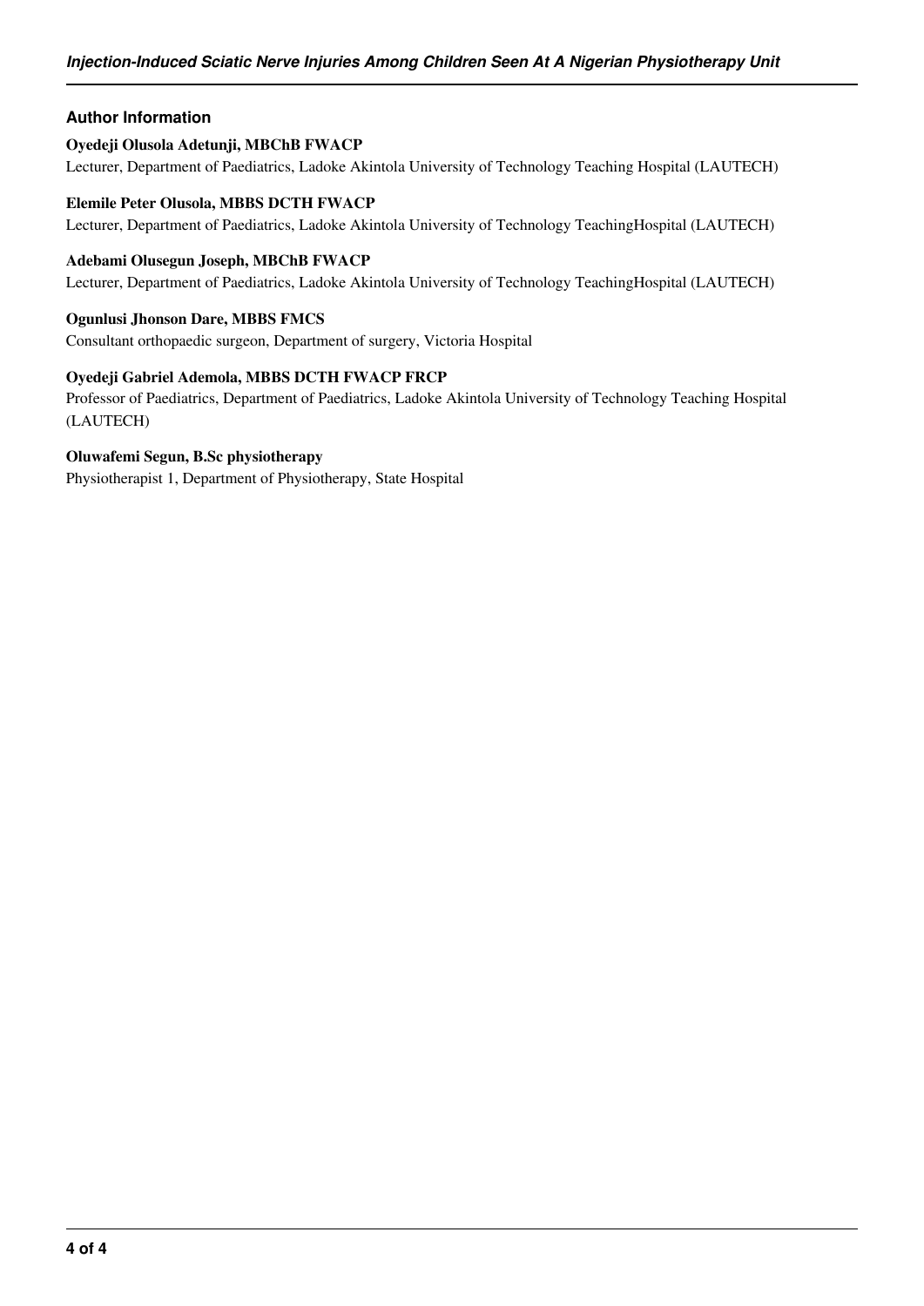## Author Information

**Oyedeji Olusola Adetunji, MBChB FWACP**
Lecturer, Department of Paediatrics, Ladoke Akintola University of Technology Teaching Hospital (LAUTECH)

**Elemile Peter Olusola, MBBS DCTH FWACP**
Lecturer, Department of Paediatrics, Ladoke Akintola University of Technology TeachingHospital (LAUTECH)

**Adebami Olusegun Joseph, MBChB FWACP**
Lecturer, Department of Paediatrics, Ladoke Akintola University of Technology TeachingHospital (LAUTECH)

**Ogunlusi Jhonson Dare, MBBS FMCS**
Consultant orthopaedic surgeon, Department of surgery, Victoria Hospital

**Oyedeji Gabriel Ademola, MBBS DCTH FWACP FRCP**
Professor of Paediatrics, Department of Paediatrics, Ladoke Akintola University of Technology Teaching Hospital (LAUTECH)

**Oluwafemi Segun, B.Sc physiotherapy**
Physiotherapist 1, Department of Physiotherapy, State Hospital